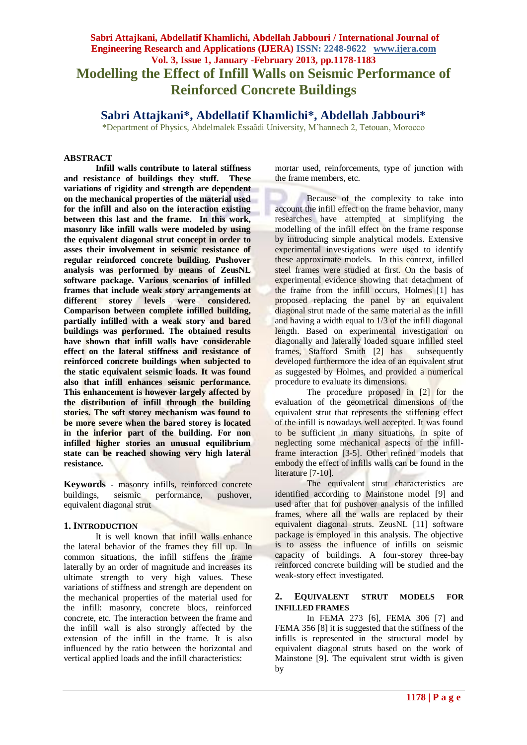# Modelling the Effect of Infill Walls on Seismic Performance of Reinforced Concrete Buildings

## Sabri Attajkani*, Abdellatif Khamlichi*, Abdellah Jabbouri*

*Department of Physics, Abdelmalek Essaâdi University, M'hannech 2, Tetouan, Morocco

### ABSTRACT

**Infill walls contribute to lateral stiffness and resistance of buildings they stuff. These variations of rigidity and strength are dependent on the mechanical properties of the material used for the infill and also on the interaction existing between this last and the frame. In this work, masonry like infill walls were modeled by using the equivalent diagonal strut concept in order to asses their involvement in seismic resistance of regular reinforced concrete building. Pushover analysis was performed by means of ZeusNL software package. Various scenarios of infilled frames that include weak story arrangements at different storey levels were considered. Comparison between complete infilled building, partially infilled with a weak story and bared buildings was performed. The obtained results have shown that infill walls have considerable effect on the lateral stiffness and resistance of reinforced concrete buildings when subjected to the static equivalent seismic loads. It was found also that infill enhances seismic performance. This enhancement is however largely affected by the distribution of infill through the building stories. The soft storey mechanism was found to be more severe when the bared storey is located in the inferior part of the building. For non infilled higher stories an unusual equilibrium state can be reached showing very high lateral resistance.**

**Keywords** - masonry infills, reinforced concrete buildings, seismic performance, pushover, equivalent diagonal strut

### 1. INTRODUCTION

It is well known that infill walls enhance the lateral behavior of the frames they fill up. In common situations, the infill stiffens the frame laterally by an order of magnitude and increases its ultimate strength to very high values. These variations of stiffness and strength are dependent on the mechanical properties of the material used for the infill: masonry, concrete blocs, reinforced concrete, etc. The interaction between the frame and the infill wall is also strongly affected by the extension of the infill in the frame. It is also influenced by the ratio between the horizontal and vertical applied loads and the infill characteristics: mortar used, reinforcements, type of junction with the frame members, etc.

Because of the complexity to take into account the infill effect on the frame behavior, many researches have attempted at simplifying the modelling of the infill effect on the frame response by introducing simple analytical models. Extensive experimental investigations were used to identify these approximate models. In this context, infilled steel frames were studied at first. On the basis of experimental evidence showing that detachment of the frame from the infill occurs, Holmes [1] has proposed replacing the panel by an equivalent diagonal strut made of the same material as the infill and having a width equal to 1/3 of the infill diagonal length. Based on experimental investigation on diagonally and laterally loaded square infilled steel frames, Stafford Smith [2] has subsequently developed furthermore the idea of an equivalent strut as suggested by Holmes, and provided a numerical procedure to evaluate its dimensions.

The procedure proposed in [2] for the evaluation of the geometrical dimensions of the equivalent strut that represents the stiffening effect of the infill is nowadays well accepted. It was found to be sufficient in many situations, in spite of neglecting some mechanical aspects of the infill-frame interaction [3-5]. Other refined models that embody the effect of infills walls can be found in the literature [7-10].

The equivalent strut characteristics are identified according to Mainstone model [9] and used after that for pushover analysis of the infilled frames, where all the walls are replaced by their equivalent diagonal struts. ZeusNL [11] software package is employed in this analysis. The objective is to assess the influence of infills on seismic capacity of buildings. A four-storey three-bay reinforced concrete building will be studied and the weak-story effect investigated.

### 2. EQUIVALENT STRUT MODELS FOR INFILLED FRAMES

In FEMA 273 [6], FEMA 306 [7] and FEMA 356 [8] it is suggested that the stiffness of the infills is represented in the structural model by equivalent diagonal struts based on the work of Mainstone [9]. The equivalent strut width is given by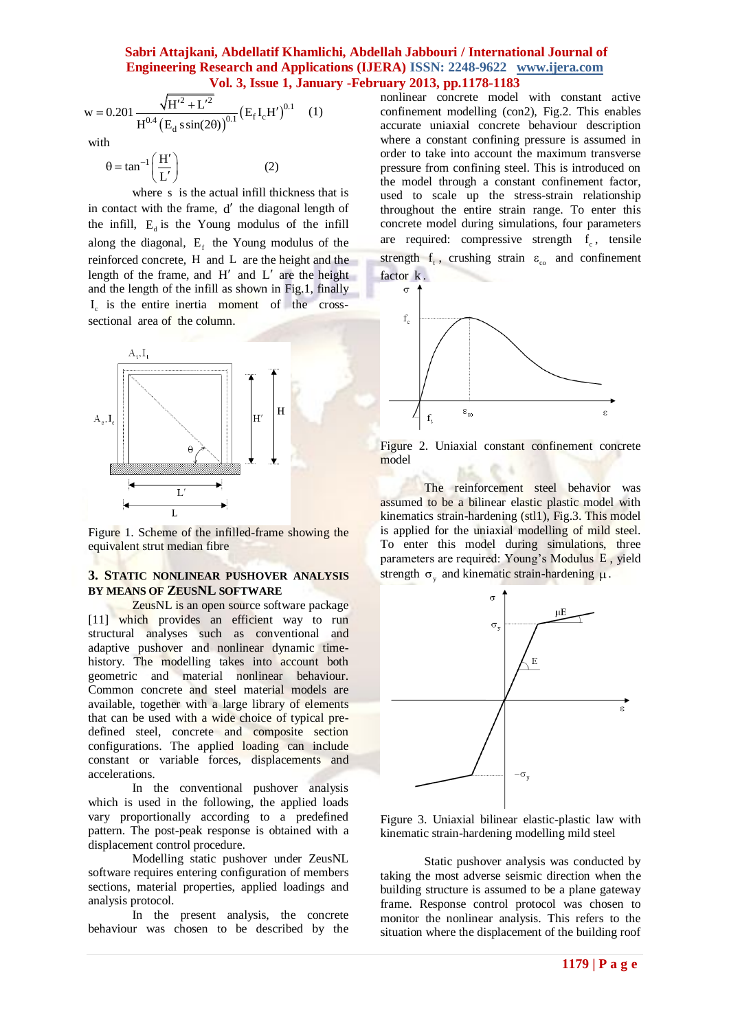$$w = 0.201 \frac{\sqrt{H'^2 + L'^2}}{H^{0.4}\left(E_d\, s \sin(2\theta)\right)^{0.1}}\left(E_f I_c H'\right)^{0.1} \quad (1)$$

with

$$\theta = \tan^{-1}\left(\frac{H'}{L'}\right) \quad (2)$$

where $s$ is the actual infill thickness that is in contact with the frame, $d'$ the diagonal length of the infill, $E_d$ is the Young modulus of the infill along the diagonal, $E_f$ the Young modulus of the reinforced concrete, $H$ and $L$ are the height and the length of the frame, and $H'$ and $L'$ are the height and the length of the infill as shown in Fig.1, finally $I_c$ is the entire inertia moment of the cross-sectional area of the column.

Figure 1. Scheme of the infilled-frame showing the equivalent strut median fibre

## 3. STATIC NONLINEAR PUSHOVER ANALYSIS BY MEANS OF ZEUSNL SOFTWARE

ZeusNL is an open source software package [11] which provides an efficient way to run structural analyses such as conventional and adaptive pushover and nonlinear dynamic time-history. The modelling takes into account both geometric and material nonlinear behaviour. Common concrete and steel material models are available, together with a large library of elements that can be used with a wide choice of typical pre-defined steel, concrete and composite section configurations. The applied loading can include constant or variable forces, displacements and accelerations.

In the conventional pushover analysis which is used in the following, the applied loads vary proportionally according to a predefined pattern. The post-peak response is obtained with a displacement control procedure.

Modelling static pushover under ZeusNL software requires entering configuration of members sections, material properties, applied loadings and analysis protocol.

In the present analysis, the concrete behaviour was chosen to be described by the nonlinear concrete model with constant active confinement modelling (con2), Fig.2. This enables accurate uniaxial concrete behaviour description where a constant confining pressure is assumed in order to take into account the maximum transverse pressure from confining steel. This is introduced on the model through a constant confinement factor, used to scale up the stress-strain relationship throughout the entire strain range. To enter this concrete model during simulations, four parameters are required: compressive strength $f_c$, tensile strength $f_t$, crushing strain $\varepsilon_{co}$ and confinement factor $k$.

Figure 2. Uniaxial constant confinement concrete model

The reinforcement steel behavior was assumed to be a bilinear elastic plastic model with kinematics strain-hardening (stl1), Fig.3. This model is applied for the uniaxial modelling of mild steel. To enter this model during simulations, three parameters are required: Young's Modulus $E$, yield strength $\sigma_y$ and kinematic strain-hardening $\mu$.

Figure 3. Uniaxial bilinear elastic-plastic law with kinematic strain-hardening modelling mild steel

Static pushover analysis was conducted by taking the most adverse seismic direction when the building structure is assumed to be a plane gateway frame. Response control protocol was chosen to monitor the nonlinear analysis. This refers to the situation where the displacement of the building roof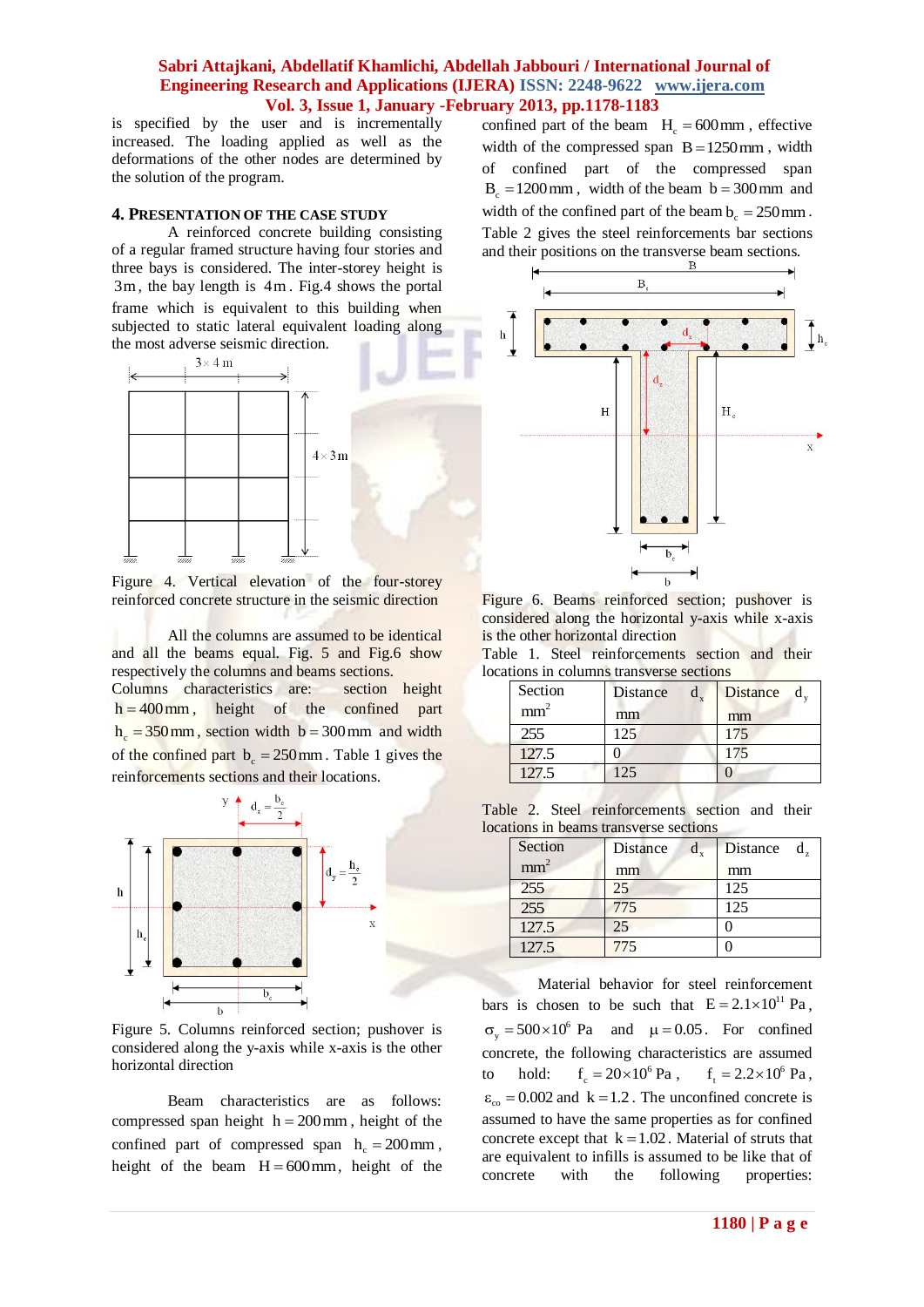is specified by the user and is incrementally increased. The loading applied as well as the deformations of the other nodes are determined by the solution of the program.

## 4. PRESENTATION OF THE CASE STUDY

A reinforced concrete building consisting of a regular framed structure having four stories and three bays is considered. The inter-storey height is $3\,\text{m}$, the bay length is $4\,\text{m}$. Fig.4 shows the portal frame which is equivalent to this building when subjected to static lateral equivalent loading along the most adverse seismic direction.

Figure 4. Vertical elevation of the four-storey reinforced concrete structure in the seismic direction

All the columns are assumed to be identical and all the beams equal. Fig. 5 and Fig.6 show respectively the columns and beams sections.

Columns characteristics are: section height $h = 400\,\text{mm}$, height of the confined part $h_c = 350\,\text{mm}$, section width $b = 300\,\text{mm}$ and width of the confined part $b_c = 250\,\text{mm}$. Table 1 gives the reinforcements sections and their locations.

Figure 5. Columns reinforced section; pushover is considered along the y-axis while x-axis is the other horizontal direction

Beam characteristics are as follows: compressed span height $h = 200\,\text{mm}$, height of the confined part of compressed span $h_c = 200\,\text{mm}$, height of the beam $H = 600\,\text{mm}$, height of the confined part of the beam $H_c = 600\,\text{mm}$, effective width of the compressed span $B = 1250\,\text{mm}$, width of confined part of the compressed span $B_c = 1200\,\text{mm}$, width of the beam $b = 300\,\text{mm}$ and width of the confined part of the beam $b_c = 250\,\text{mm}$. Table 2 gives the steel reinforcements bar sections and their positions on the transverse beam sections.

Figure 6. Beams reinforced section; pushover is considered along the horizontal y-axis while x-axis is the other horizontal direction

Table 1. Steel reinforcements section and their locations in columns transverse sections

| Section $\text{mm}^2$ | Distance $d_x$ mm | Distance $d_y$ mm |
|---|---|---|
| 255 | 125 | 175 |
| 127.5 | 0 | 175 |
| 127.5 | 125 | 0 |

Table 2. Steel reinforcements section and their locations in beams transverse sections

| Section $\text{mm}^2$ | Distance $d_x$ mm | Distance $d_z$ mm |
|---|---|---|
| 255 | 25 | 125 |
| 255 | 775 | 125 |
| 127.5 | 25 | 0 |
| 127.5 | 775 | 0 |

Material behavior for steel reinforcement bars is chosen to be such that $E = 2.1\times10^{11}$ Pa, $\sigma_y = 500\times10^6$ Pa and $\mu = 0.05$. For confined concrete, the following characteristics are assumed to hold: $f_c = 20\times10^6$ Pa, $f_t = 2.2\times10^6$ Pa, $\varepsilon_{co} = 0.002$ and $k = 1.2$. The unconfined concrete is assumed to have the same properties as for confined concrete except that $k = 1.02$. Material of struts that are equivalent to infills is assumed to be like that of concrete with the following properties: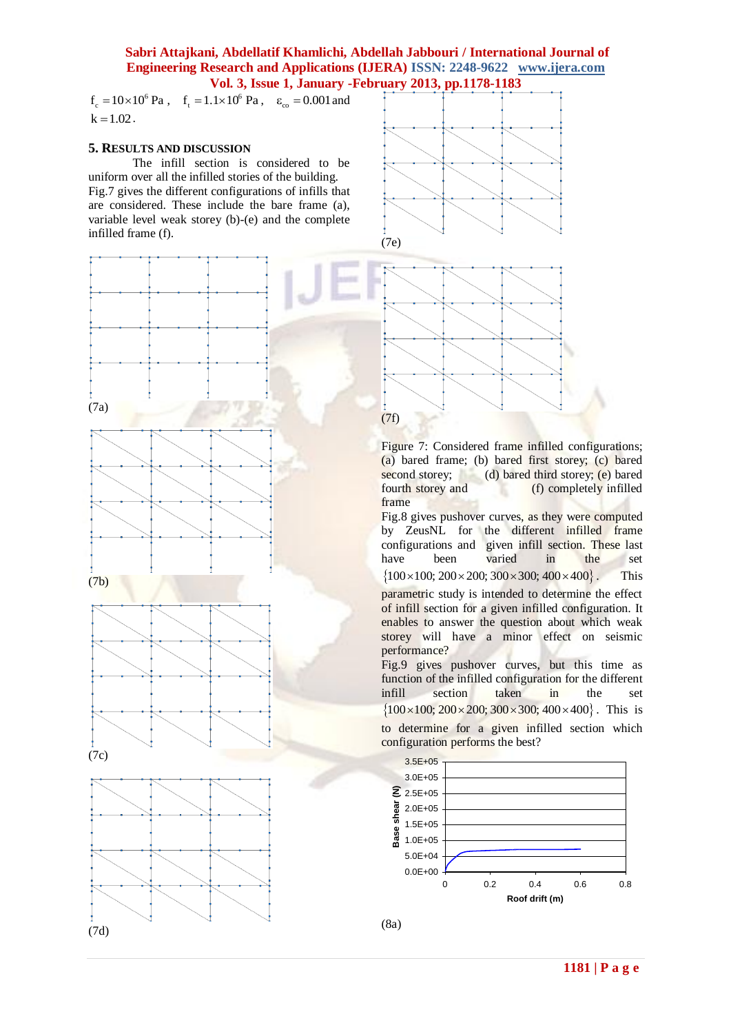$f_c = 10\times10^6$ Pa, $f_t = 1.1\times10^6$ Pa, $\varepsilon_{co} = 0.001$ and $k = 1.02$.

## 5. Results and Discussion

The infill section is considered to be uniform over all the infilled stories of the building. Fig.7 gives the different configurations of infills that are considered. These include the bare frame (a), variable level weak storey (b)-(e) and the complete infilled frame (f).

(7a)

(7b)

(7c)

(7d)

(7e)

(7f)

Figure 7: Considered frame infilled configurations; (a) bared frame; (b) bared first storey; (c) bared second storey; (d) bared third storey; (e) bared fourth storey and (f) completely infilled frame

Fig.8 gives pushover curves, as they were computed by ZeusNL for the different infilled frame configurations and given infill section. These last have been varied in the set $\{100\times100;\ 200\times200;\ 300\times300;\ 400\times400\}$. This parametric study is intended to determine the effect of infill section for a given infilled configuration. It enables to answer the question about which weak storey will have a minor effect on seismic performance?

Fig.9 gives pushover curves, but this time as function of the infilled configuration for the different infill section taken in the set $\{100\times100;\ 200\times200;\ 300\times300;\ 400\times400\}$. This is to determine for a given infilled section which configuration performs the best?

(8a)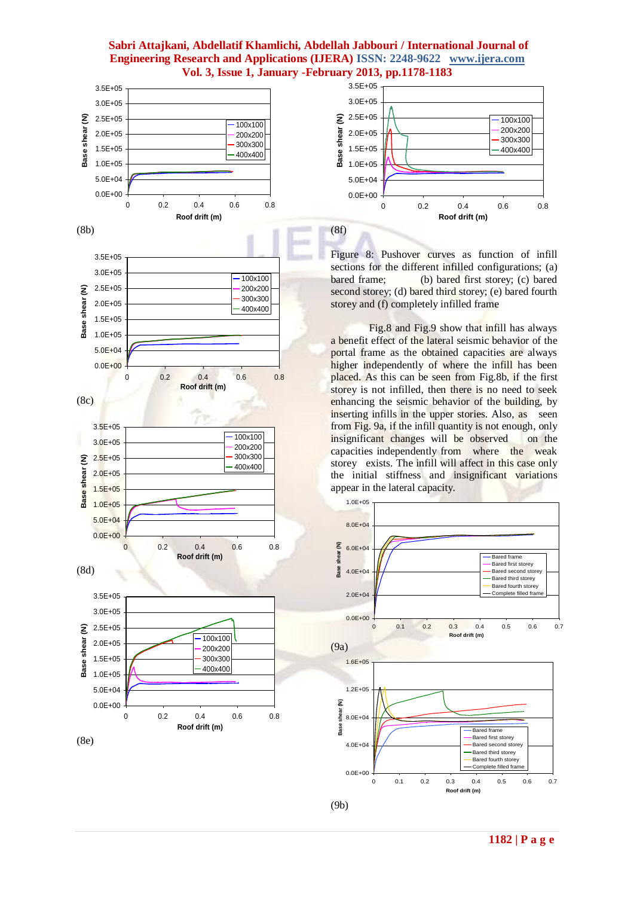(8b)

(8c)

(8d)

(8e)

(8f)

Figure 8: Pushover curves as function of infill sections for the different infilled configurations; (a) bared frame; (b) bared first storey; (c) bared second storey; (d) bared third storey; (e) bared fourth storey and (f) completely infilled frame

Fig.8 and Fig.9 show that infill has always a benefit effect of the lateral seismic behavior of the portal frame as the obtained capacities are always higher independently of where the infill has been placed. As this can be seen from Fig.8b, if the first storey is not infilled, then there is no need to seek enhancing the seismic behavior of the building, by inserting infills in the upper stories. Also, as seen from Fig. 9a, if the infill quantity is not enough, only insignificant changes will be observed on the capacities independently from where the weak storey exists. The infill will affect in this case only the initial stiffness and insignificant variations appear in the lateral capacity.

(9a)

(9b)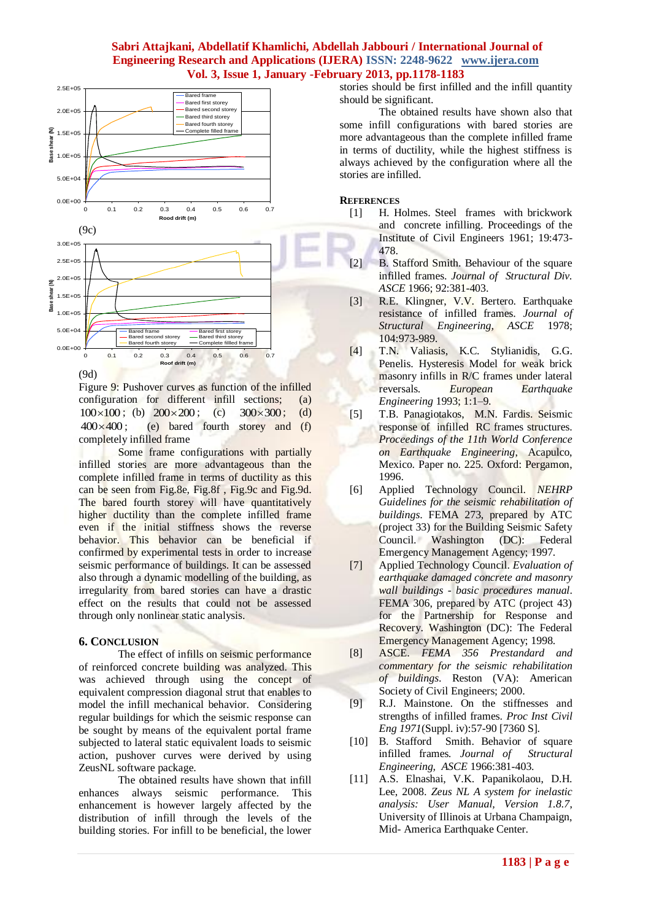2.5E+05
2.0E+05
1.5E+05
1.0E+05
5.0E+04
0.0E+00
Base shear (N)
0 0.1 0.2 0.3 0.4 0.5 0.6 0.7
Rood drift (m)
Bared frame
Bared first storey
Bared second storey
Bared third storey
Bared fourth storey
Complete filled frame

(9c)

3.0E+05
2.5E+05
2.0E+05
1.5E+05
1.0E+05
5.0E+04
0.0E+00
Base shear (N)
0 0.1 0.2 0.3 0.4 0.5 0.6 0.7
Roof drift (m)
Bared frame
Bared first storey
Bared second storey
Bared third storey
Bared fourth storey
Complete fillled frame

(9d)

Figure 9: Pushover curves as function of the infilled configuration for different infill sections; (a) $100\times100$; (b) $200\times200$; (c) $300\times300$; (d) $400\times400$; (e) bared fourth storey and (f) completely infilled frame

Some frame configurations with partially infilled stories are more advantageous than the complete infilled frame in terms of ductility as this can be seen from Fig.8e, Fig.8f , Fig.9c and Fig.9d. The bared fourth storey will have quantitatively higher ductility than the complete infilled frame even if the initial stiffness shows the reverse behavior. This behavior can be beneficial if confirmed by experimental tests in order to increase seismic performance of buildings. It can be assessed also through a dynamic modelling of the building, as irregularity from bared stories can have a drastic effect on the results that could not be assessed through only nonlinear static analysis.

## 6. Conclusion

The effect of infills on seismic performance of reinforced concrete building was analyzed. This was achieved through using the concept of equivalent compression diagonal strut that enables to model the infill mechanical behavior. Considering regular buildings for which the seismic response can be sought by means of the equivalent portal frame subjected to lateral static equivalent loads to seismic action, pushover curves were derived by using ZeusNL software package.

The obtained results have shown that infill enhances always seismic performance. This enhancement is however largely affected by the distribution of infill through the levels of the building stories. For infill to be beneficial, the lower stories should be first infilled and the infill quantity should be significant.

The obtained results have shown also that some infill configurations with bared stories are more advantageous than the complete infilled frame in terms of ductility, while the highest stiffness is always achieved by the configuration where all the stories are infilled.

## References

[1] H. Holmes. Steel frames with brickwork and concrete infilling. Proceedings of the Institute of Civil Engineers 1961; 19:473-478.

[2] B. Stafford Smith. Behaviour of the square infilled frames. *Journal of Structural Div. ASCE* 1966; 92:381-403.

[3] R.E. Klingner, V.V. Bertero. Earthquake resistance of infilled frames. *Journal of Structural Engineering, ASCE* 1978; 104:973-989.

[4] T.N. Valiasis, K.C. Stylianidis, G.G. Penelis. Hysteresis Model for weak brick masonry infills in R/C frames under lateral reversals. *European Earthquake Engineering* 1993; 1:1–9.

[5] T.B. Panagiotakos, M.N. Fardis. Seismic response of infilled RC frames structures. *Proceedings of the 11th World Conference on Earthquake Engineering*, Acapulco, Mexico. Paper no. 225. Oxford: Pergamon, 1996.

[6] Applied Technology Council. *NEHRP Guidelines for the seismic rehabilitation of buildings*. FEMA 273, prepared by ATC (project 33) for the Building Seismic Safety Council. Washington (DC): Federal Emergency Management Agency; 1997.

[7] Applied Technology Council. *Evaluation of earthquake damaged concrete and masonry wall buildings - basic procedures manual*. FEMA 306, prepared by ATC (project 43) for the Partnership for Response and Recovery. Washington (DC): The Federal Emergency Management Agency; 1998.

[8] ASCE. *FEMA 356 Prestandard and commentary for the seismic rehabilitation of buildings*. Reston (VA): American Society of Civil Engineers; 2000.

[9] R.J. Mainstone. On the stiffnesses and strengths of infilled frames. *Proc Inst Civil Eng 1971*(Suppl. iv):57-90 [7360 S].

[10] B. Stafford Smith. Behavior of square infilled frames. *Journal of Structural Engineering, ASCE* 1966:381-403.

[11] A.S. Elnashai, V.K. Papanikolaou, D.H. Lee, 2008. *Zeus NL A system for inelastic analysis: User Manual, Version 1.8.7*, University of Illinois at Urbana Champaign, Mid- America Earthquake Center.